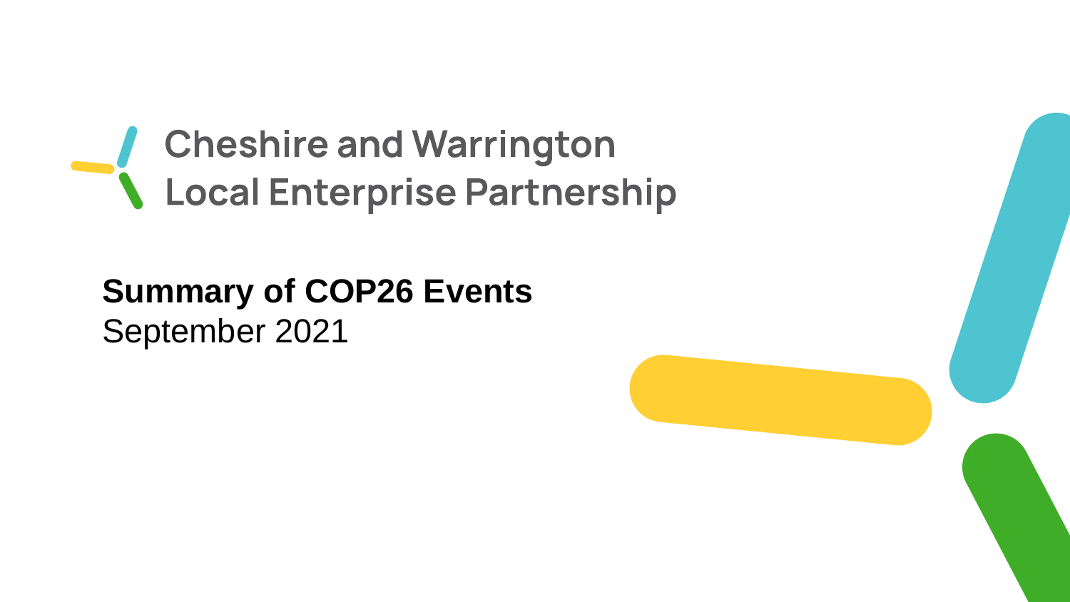Cheshire and Warrington
Local Enterprise Partnership

# Summary of COP26 Events

September 2021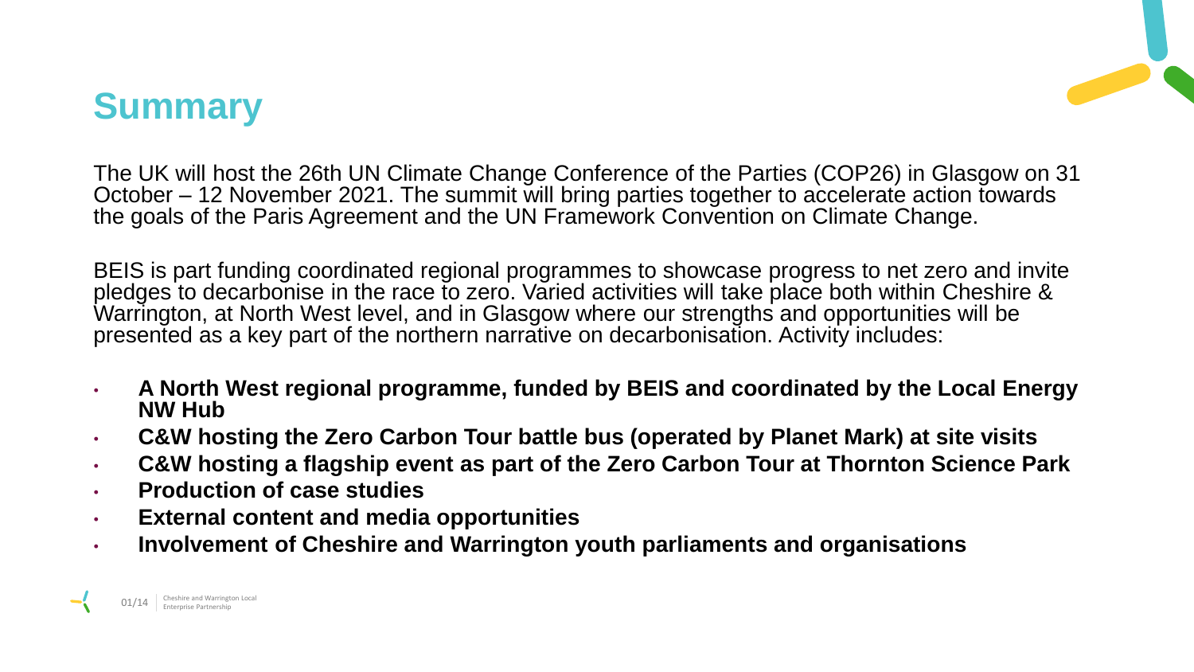# Summary

The UK will host the 26th UN Climate Change Conference of the Parties (COP26) in Glasgow on 31 October – 12 November 2021. The summit will bring parties together to accelerate action towards the goals of the Paris Agreement and the UN Framework Convention on Climate Change.

BEIS is part funding coordinated regional programmes to showcase progress to net zero and invite pledges to decarbonise in the race to zero. Varied activities will take place both within Cheshire & Warrington, at North West level, and in Glasgow where our strengths and opportunities will be presented as a key part of the northern narrative on decarbonisation. Activity includes:

- **A North West regional programme, funded by BEIS and coordinated by the Local Energy NW Hub**
- **C&W hosting the Zero Carbon Tour battle bus (operated by Planet Mark) at site visits**
- **C&W hosting a flagship event as part of the Zero Carbon Tour at Thornton Science Park**
- **Production of case studies**
- **External content and media opportunities**
- **Involvement of Cheshire and Warrington youth parliaments and organisations**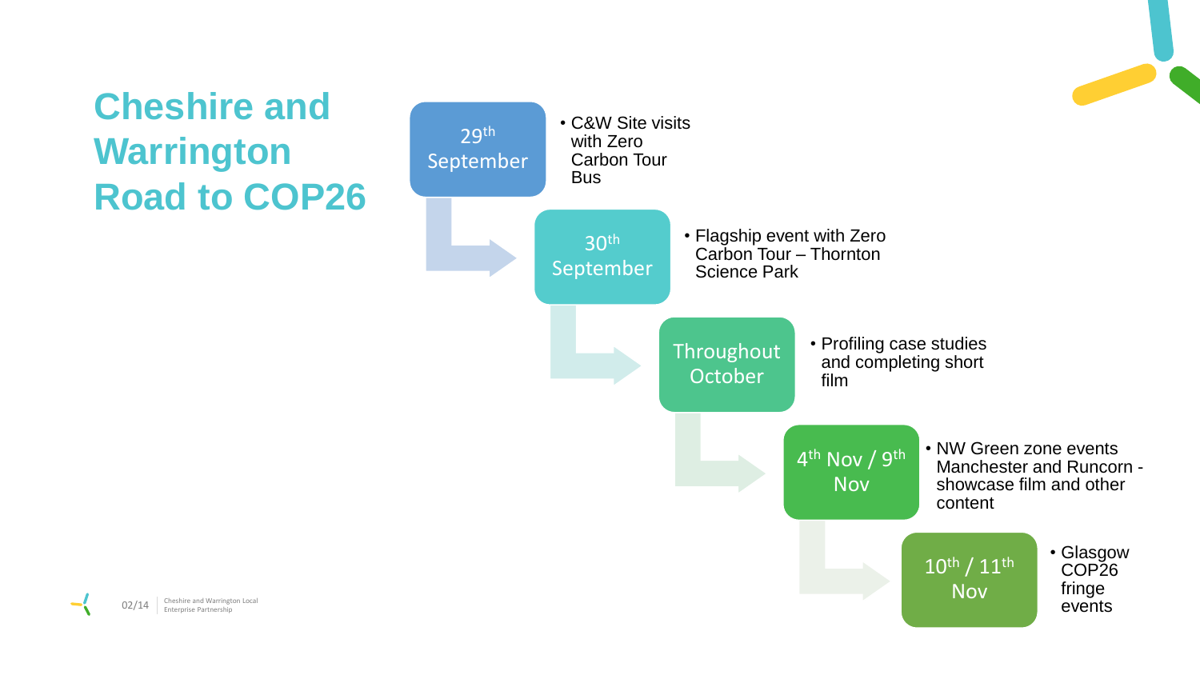# Cheshire and Warrington Road to COP26

- **29th September**
  - C&W Site visits with Zero Carbon Tour Bus
- **30th September**
  - Flagship event with Zero Carbon Tour – Thornton Science Park
- **Throughout October**
  - Profiling case studies and completing short film
- **4th Nov / 9th Nov**
  - NW Green zone events Manchester and Runcorn - showcase film and other content
- **10th / 11th Nov**
  - Glasgow COP26 fringe events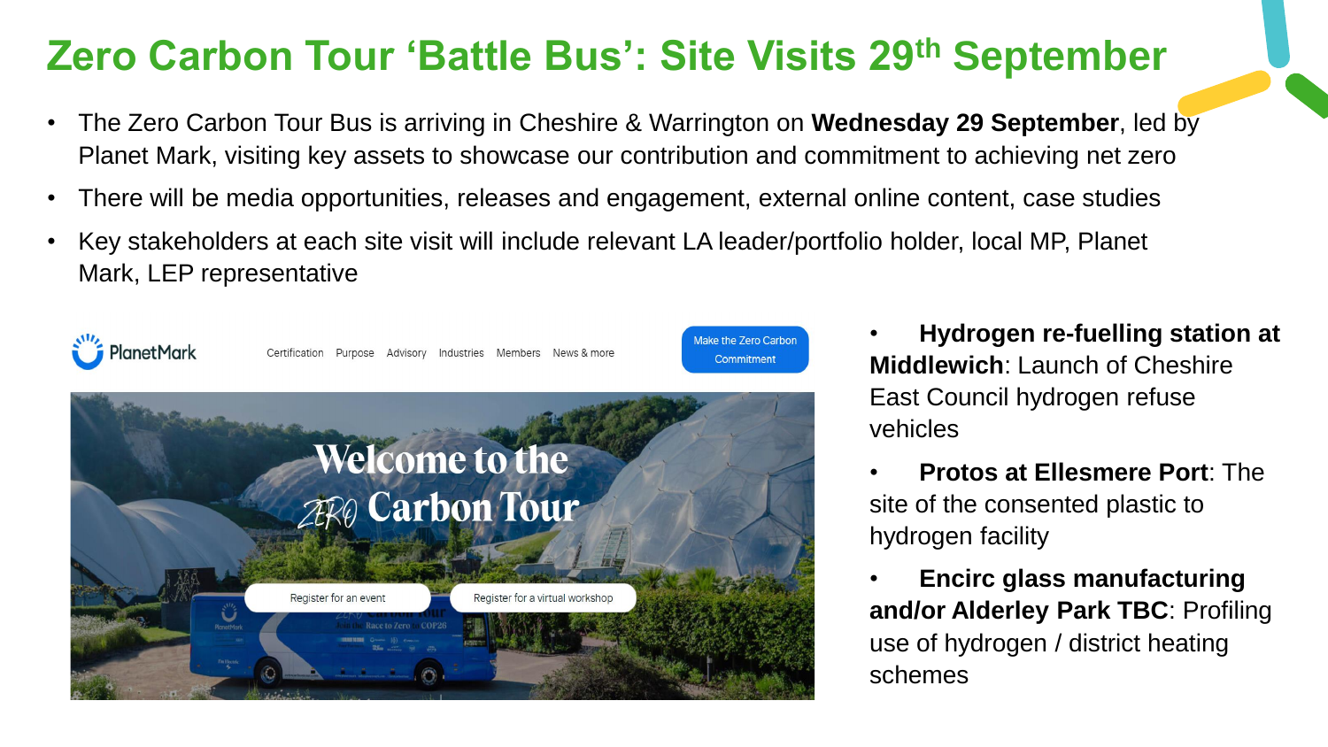# Zero Carbon Tour 'Battle Bus': Site Visits 29th September

- The Zero Carbon Tour Bus is arriving in Cheshire & Warrington on **Wednesday 29 September**, led by Planet Mark, visiting key assets to showcase our contribution and commitment to achieving net zero
- There will be media opportunities, releases and engagement, external online content, case studies
- Key stakeholders at each site visit will include relevant LA leader/portfolio holder, local MP, Planet Mark, LEP representative

- **Hydrogen re-fuelling station at Middlewich**: Launch of Cheshire East Council hydrogen refuse vehicles
- **Protos at Ellesmere Port**: The site of the consented plastic to hydrogen facility
- **Encirc glass manufacturing and/or Alderley Park TBC**: Profiling use of hydrogen / district heating schemes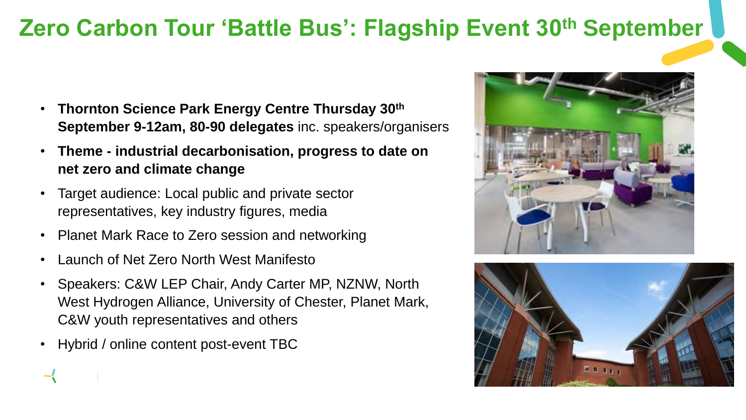# Zero Carbon Tour 'Battle Bus': Flagship Event 30th September

- **Thornton Science Park Energy Centre Thursday 30th September 9-12am, 80-90 delegates** inc. speakers/organisers
- **Theme - industrial decarbonisation, progress to date on net zero and climate change**
- Target audience: Local public and private sector representatives, key industry figures, media
- Planet Mark Race to Zero session and networking
- Launch of Net Zero North West Manifesto
- Speakers: C&W LEP Chair, Andy Carter MP, NZNW, North West Hydrogen Alliance, University of Chester, Planet Mark, C&W youth representatives and others
- Hybrid / online content post-event TBC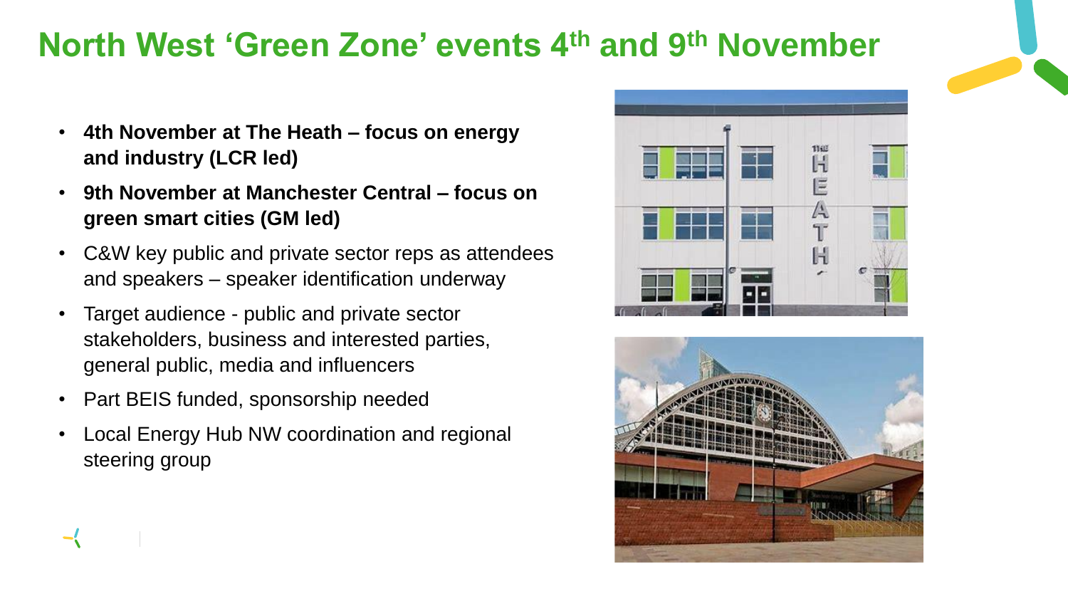# North West 'Green Zone' events 4th and 9th November

- **4th November at The Heath – focus on energy and industry (LCR led)**
- **9th November at Manchester Central – focus on green smart cities (GM led)**
- C&W key public and private sector reps as attendees and speakers – speaker identification underway
- Target audience - public and private sector stakeholders, business and interested parties, general public, media and influencers
- Part BEIS funded, sponsorship needed
- Local Energy Hub NW coordination and regional steering group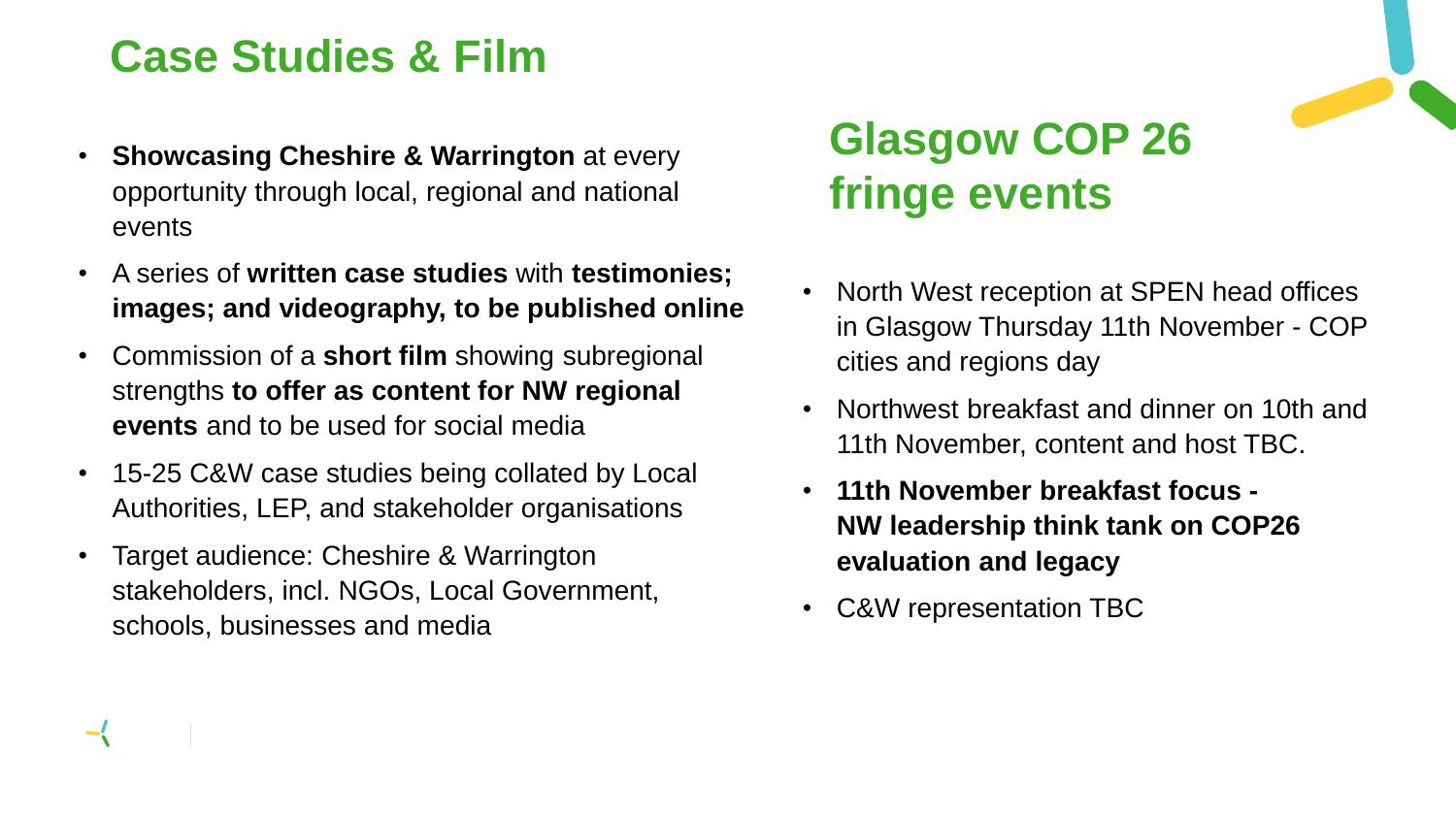## Case Studies & Film

- **Showcasing Cheshire & Warrington** at every opportunity through local, regional and national events
- A series of **written case studies** with **testimonies; images; and videography, to be published online**
- Commission of a **short film** showing subregional strengths **to offer as content for NW regional events** and to be used for social media
- 15-25 C&W case studies being collated by Local Authorities, LEP, and stakeholder organisations
- Target audience: Cheshire & Warrington stakeholders, incl. NGOs, Local Government, schools, businesses and media

## Glasgow COP 26 fringe events

- North West reception at SPEN head offices in Glasgow Thursday 11th November - COP cities and regions day
- Northwest breakfast and dinner on 10th and 11th November, content and host TBC.
- **11th November breakfast focus - NW leadership think tank on COP26 evaluation and legacy**
- C&W representation TBC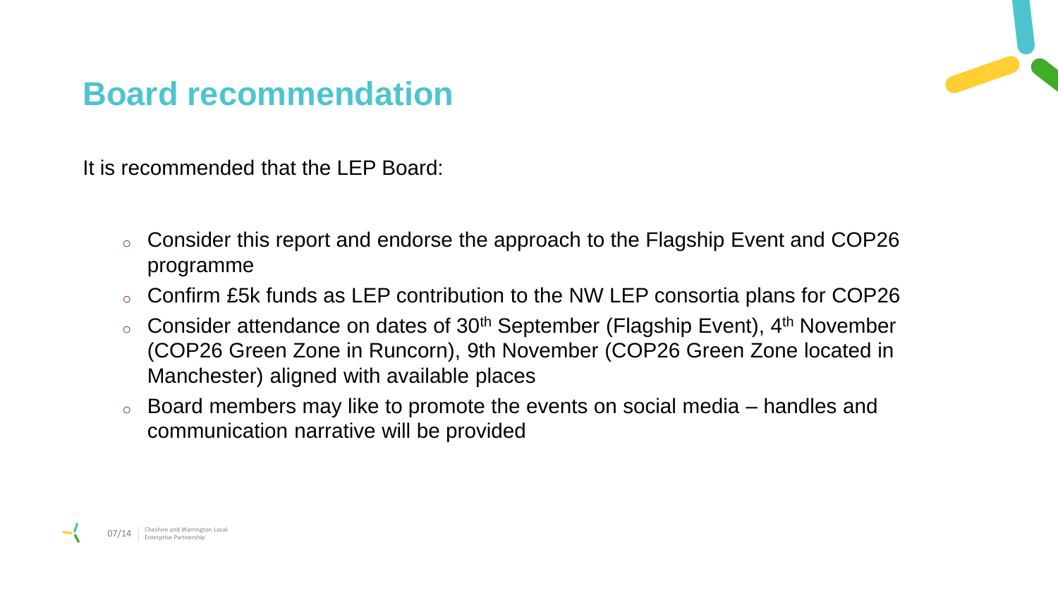# Board recommendation

It is recommended that the LEP Board:

- Consider this report and endorse the approach to the Flagship Event and COP26 programme
- Confirm £5k funds as LEP contribution to the NW LEP consortia plans for COP26
- Consider attendance on dates of 30th September (Flagship Event), 4th November (COP26 Green Zone in Runcorn), 9th November (COP26 Green Zone located in Manchester) aligned with available places
- Board members may like to promote the events on social media – handles and communication narrative will be provided